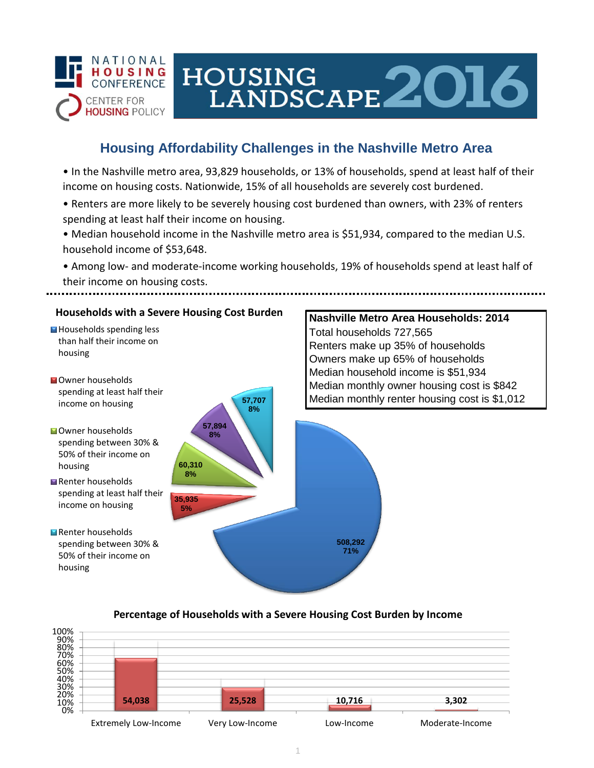NATIONAL HOUSING CONFERENCE

CENTER FOR HOUSING POLICY

# HOUSING LANDSCAPE 2016

## Housing Affordability Challenges in the Nashville Metro Area

- In the Nashville metro area, 93,829 households, or 13% of households, spend at least half of their income on housing costs. Nationwide, 15% of all households are severely cost burdened.
- Renters are more likely to be severely housing cost burdened than owners, with 23% of renters spending at least half their income on housing.
- Median household income in the Nashville metro area is $51,934, compared to the median U.S. household income of $53,648.
- Among low- and moderate-income working households, 19% of households spend at least half of their income on housing costs.

### Households with a Severe Housing Cost Burden

| Category | Households | Percent |
|---|---|---|
| Households spending less than half their income on housing | 508,292 | 71% |
| Owner households spending at least half their income on housing | 35,935 | 5% |
| Owner households spending between 30% & 50% of their income on housing | 60,310 | 8% |
| Renter households spending at least half their income on housing | 57,894 | 8% |
| Renter households spending between 30% & 50% of their income on housing | 57,707 | 8% |

### Nashville Metro Area Households: 2014

Total households 727,565

Renters make up 35% of households

Owners make up 65% of households

Median household income is $51,934

Median monthly owner housing cost is $842

Median monthly renter housing cost is $1,012

### Percentage of Households with a Severe Housing Cost Burden by Income

| Income Category | Households |
|---|---|
| Extremely Low-Income | 54,038 |
| Very Low-Income | 25,528 |
| Low-Income | 10,716 |
| Moderate-Income | 3,302 |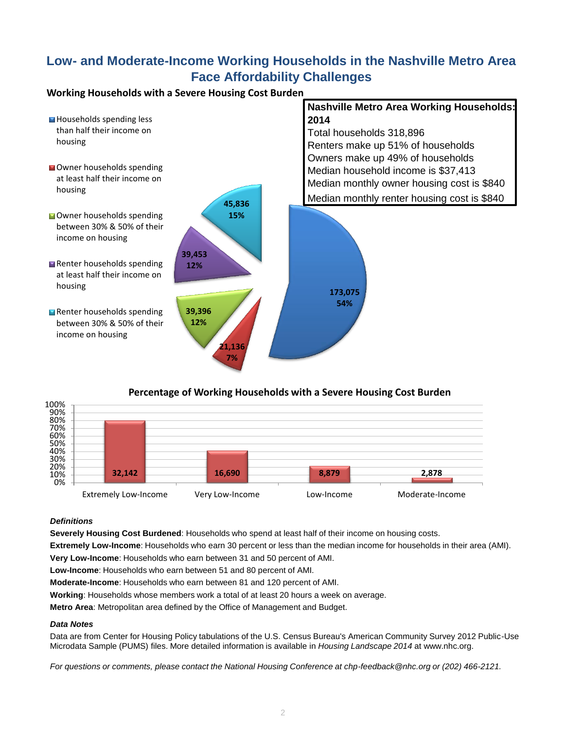# Low- and Moderate-Income Working Households in the Nashville Metro Area Face Affordability Challenges

## Working Households with a Severe Housing Cost Burden

Households spending less than half their income on housing

Owner households spending at least half their income on housing

Owner households spending between 30% & 50% of their income on housing

Renter households spending at least half their income on housing

Renter households spending between 30% & 50% of their income on housing

45,836
15%

39,453
12%

39,396
12%

21,136
7%

173,075
54%

**Nashville Metro Area Working Households: 2014**

Total households 318,896

Renters make up 51% of households

Owners make up 49% of households

Median household income is $37,413

Median monthly owner housing cost is $840

Median monthly renter housing cost is $840

## Percentage of Working Households with a Severe Housing Cost Burden

100%
90%
80%
70%
60%
50%
40%
30%
20%
10%
0%

Extremely Low-Income 32,142

Very Low-Income 16,690

Low-Income 8,879

Moderate-Income 2,878

### *Definitions*

**Severely Housing Cost Burdened**: Households who spend at least half of their income on housing costs.

**Extremely Low-Income**: Households who earn 30 percent or less than the median income for households in their area (AMI).

**Very Low-Income**: Households who earn between 31 and 50 percent of AMI.

**Low-Income**: Households who earn between 51 and 80 percent of AMI.

**Moderate-Income**: Households who earn between 81 and 120 percent of AMI.

**Working**: Households whose members work a total of at least 20 hours a week on average.

**Metro Area**: Metropolitan area defined by the Office of Management and Budget.

### *Data Notes*

Data are from Center for Housing Policy tabulations of the U.S. Census Bureau's American Community Survey 2012 Public-Use Microdata Sample (PUMS) files. More detailed information is available in *Housing Landscape 2014* at www.nhc.org.

*For questions or comments, please contact the National Housing Conference at chp-feedback@nhc.org or (202) 466-2121.*